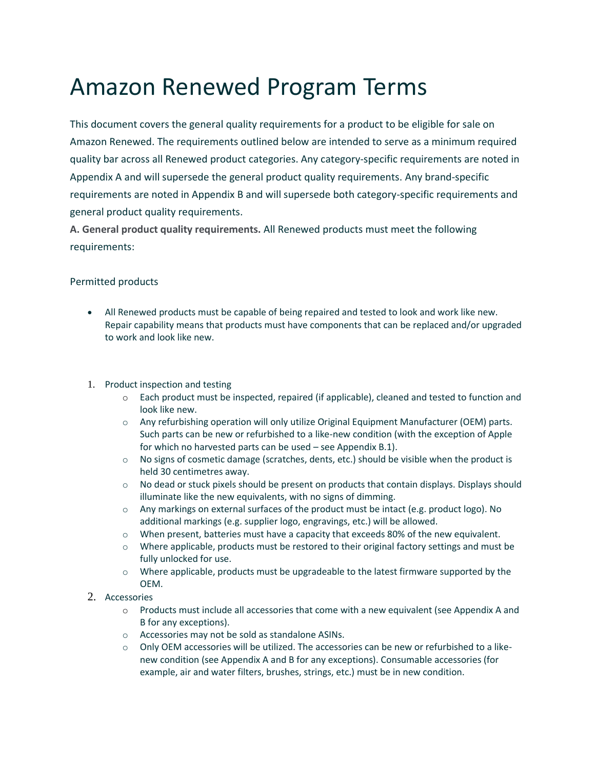# Amazon Renewed Program Terms

This document covers the general quality requirements for a product to be eligible for sale on Amazon Renewed. The requirements outlined below are intended to serve as a minimum required quality bar across all Renewed product categories. Any category-specific requirements are noted in Appendix A and will supersede the general product quality requirements. Any brand-specific requirements are noted in Appendix B and will supersede both category-specific requirements and general product quality requirements.

**A. General product quality requirements.** All Renewed products must meet the following requirements:

Permitted products

- All Renewed products must be capable of being repaired and tested to look and work like new. Repair capability means that products must have components that can be replaced and/or upgraded to work and look like new.

1. Product inspection and testing
   - Each product must be inspected, repaired (if applicable), cleaned and tested to function and look like new.
   - Any refurbishing operation will only utilize Original Equipment Manufacturer (OEM) parts. Such parts can be new or refurbished to a like-new condition (with the exception of Apple for which no harvested parts can be used – see Appendix B.1).
   - No signs of cosmetic damage (scratches, dents, etc.) should be visible when the product is held 30 centimetres away.
   - No dead or stuck pixels should be present on products that contain displays. Displays should illuminate like the new equivalents, with no signs of dimming.
   - Any markings on external surfaces of the product must be intact (e.g. product logo). No additional markings (e.g. supplier logo, engravings, etc.) will be allowed.
   - When present, batteries must have a capacity that exceeds 80% of the new equivalent.
   - Where applicable, products must be restored to their original factory settings and must be fully unlocked for use.
   - Where applicable, products must be upgradeable to the latest firmware supported by the OEM.
2. Accessories
   - Products must include all accessories that come with a new equivalent (see Appendix A and B for any exceptions).
   - Accessories may not be sold as standalone ASINs.
   - Only OEM accessories will be utilized. The accessories can be new or refurbished to a like-new condition (see Appendix A and B for any exceptions). Consumable accessories (for example, air and water filters, brushes, strings, etc.) must be in new condition.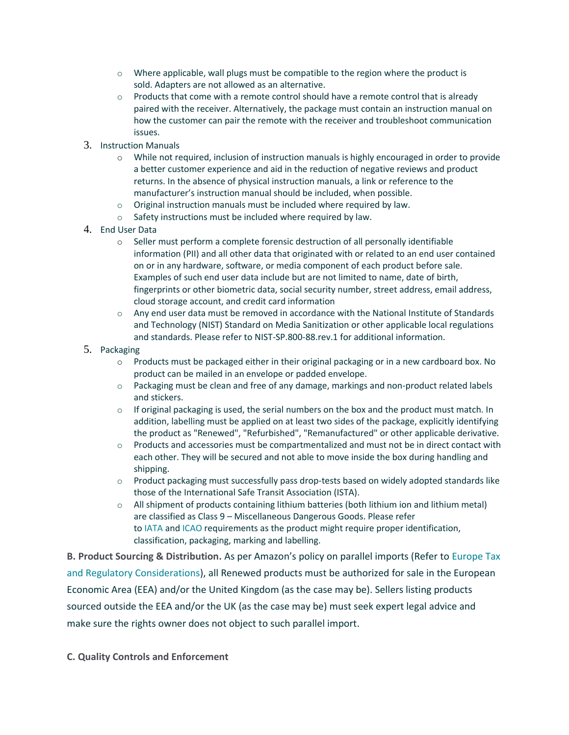- Where applicable, wall plugs must be compatible to the region where the product is sold. Adapters are not allowed as an alternative.
  - Products that come with a remote control should have a remote control that is already paired with the receiver. Alternatively, the package must contain an instruction manual on how the customer can pair the remote with the receiver and troubleshoot communication issues.

3. Instruction Manuals
   - While not required, inclusion of instruction manuals is highly encouraged in order to provide a better customer experience and aid in the reduction of negative reviews and product returns. In the absence of physical instruction manuals, a link or reference to the manufacturer's instruction manual should be included, when possible.
   - Original instruction manuals must be included where required by law.
   - Safety instructions must be included where required by law.
4. End User Data
   - Seller must perform a complete forensic destruction of all personally identifiable information (PII) and all other data that originated with or related to an end user contained on or in any hardware, software, or media component of each product before sale. Examples of such end user data include but are not limited to name, date of birth, fingerprints or other biometric data, social security number, street address, email address, cloud storage account, and credit card information
   - Any end user data must be removed in accordance with the National Institute of Standards and Technology (NIST) Standard on Media Sanitization or other applicable local regulations and standards. Please refer to NIST-SP.800-88.rev.1 for additional information.
5. Packaging
   - Products must be packaged either in their original packaging or in a new cardboard box. No product can be mailed in an envelope or padded envelope.
   - Packaging must be clean and free of any damage, markings and non-product related labels and stickers.
   - If original packaging is used, the serial numbers on the box and the product must match. In addition, labelling must be applied on at least two sides of the package, explicitly identifying the product as "Renewed", "Refurbished", "Remanufactured" or other applicable derivative.
   - Products and accessories must be compartmentalized and must not be in direct contact with each other. They will be secured and not able to move inside the box during handling and shipping.
   - Product packaging must successfully pass drop-tests based on widely adopted standards like those of the International Safe Transit Association (ISTA).
   - All shipment of products containing lithium batteries (both lithium ion and lithium metal) are classified as Class 9 – Miscellaneous Dangerous Goods. Please refer to IATA and ICAO requirements as the product might require proper identification, classification, packaging, marking and labelling.

**B. Product Sourcing & Distribution.** As per Amazon's policy on parallel imports (Refer to Europe Tax and Regulatory Considerations), all Renewed products must be authorized for sale in the European Economic Area (EEA) and/or the United Kingdom (as the case may be). Sellers listing products sourced outside the EEA and/or the UK (as the case may be) must seek expert legal advice and make sure the rights owner does not object to such parallel import.

**C. Quality Controls and Enforcement**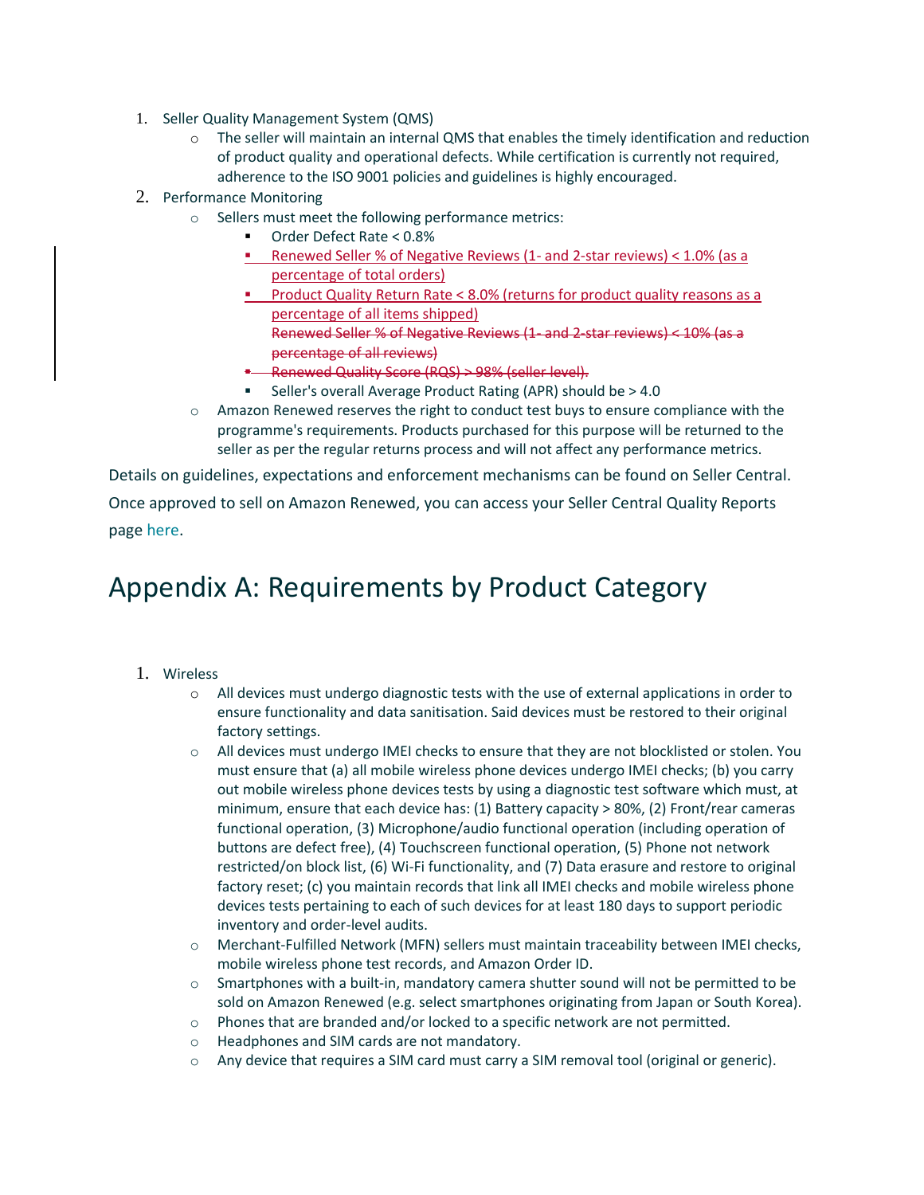1. Seller Quality Management System (QMS)
    - The seller will maintain an internal QMS that enables the timely identification and reduction of product quality and operational defects. While certification is currently not required, adherence to the ISO 9001 policies and guidelines is highly encouraged.
2. Performance Monitoring
    - Sellers must meet the following performance metrics:
        - Order Defect Rate < 0.8%
        - <u>Renewed Seller % of Negative Reviews (1- and 2-star reviews) < 1.0% (as a percentage of total orders)</u>
        - <u>Product Quality Return Rate < 8.0% (returns for product quality reasons as a percentage of all items shipped)</u>
          ~~Renewed Seller % of Negative Reviews (1- and 2-star reviews) < 10% (as a percentage of all reviews)~~
        - ~~Renewed Quality Score (RQS) > 98% (seller level).~~
        - Seller's overall Average Product Rating (APR) should be > 4.0
    - Amazon Renewed reserves the right to conduct test buys to ensure compliance with the programme's requirements. Products purchased for this purpose will be returned to the seller as per the regular returns process and will not affect any performance metrics.

Details on guidelines, expectations and enforcement mechanisms can be found on Seller Central. Once approved to sell on Amazon Renewed, you can access your Seller Central Quality Reports page here.

# Appendix A: Requirements by Product Category

1. Wireless
    - All devices must undergo diagnostic tests with the use of external applications in order to ensure functionality and data sanitisation. Said devices must be restored to their original factory settings.
    - All devices must undergo IMEI checks to ensure that they are not blocklisted or stolen. You must ensure that (a) all mobile wireless phone devices undergo IMEI checks; (b) you carry out mobile wireless phone devices tests by using a diagnostic test software which must, at minimum, ensure that each device has: (1) Battery capacity > 80%, (2) Front/rear cameras functional operation, (3) Microphone/audio functional operation (including operation of buttons are defect free), (4) Touchscreen functional operation, (5) Phone not network restricted/on block list, (6) Wi-Fi functionality, and (7) Data erasure and restore to original factory reset; (c) you maintain records that link all IMEI checks and mobile wireless phone devices tests pertaining to each of such devices for at least 180 days to support periodic inventory and order-level audits.
    - Merchant-Fulfilled Network (MFN) sellers must maintain traceability between IMEI checks, mobile wireless phone test records, and Amazon Order ID.
    - Smartphones with a built-in, mandatory camera shutter sound will not be permitted to be sold on Amazon Renewed (e.g. select smartphones originating from Japan or South Korea).
    - Phones that are branded and/or locked to a specific network are not permitted.
    - Headphones and SIM cards are not mandatory.
    - Any device that requires a SIM card must carry a SIM removal tool (original or generic).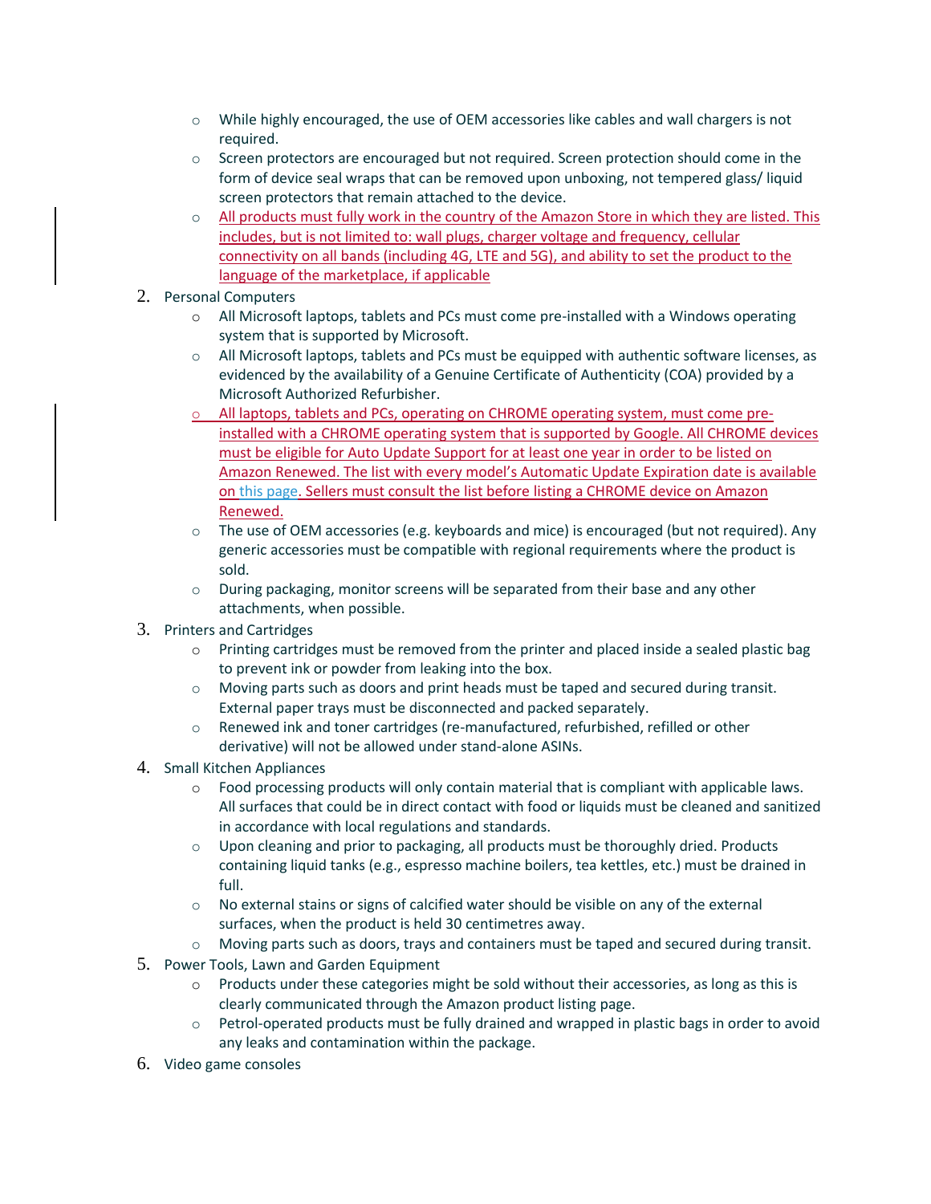- While highly encouraged, the use of OEM accessories like cables and wall chargers is not required.
   - Screen protectors are encouraged but not required. Screen protection should come in the form of device seal wraps that can be removed upon unboxing, not tempered glass/ liquid screen protectors that remain attached to the device.
   - All products must fully work in the country of the Amazon Store in which they are listed. This includes, but is not limited to: wall plugs, charger voltage and frequency, cellular connectivity on all bands (including 4G, LTE and 5G), and ability to set the product to the language of the marketplace, if applicable

2. Personal Computers
   - All Microsoft laptops, tablets and PCs must come pre-installed with a Windows operating system that is supported by Microsoft.
   - All Microsoft laptops, tablets and PCs must be equipped with authentic software licenses, as evidenced by the availability of a Genuine Certificate of Authenticity (COA) provided by a Microsoft Authorized Refurbisher.
   - All laptops, tablets and PCs, operating on CHROME operating system, must come pre-installed with a CHROME operating system that is supported by Google. All CHROME devices must be eligible for Auto Update Support for at least one year in order to be listed on Amazon Renewed. The list with every model's Automatic Update Expiration date is available on this page. Sellers must consult the list before listing a CHROME device on Amazon Renewed.
   - The use of OEM accessories (e.g. keyboards and mice) is encouraged (but not required). Any generic accessories must be compatible with regional requirements where the product is sold.
   - During packaging, monitor screens will be separated from their base and any other attachments, when possible.

3. Printers and Cartridges
   - Printing cartridges must be removed from the printer and placed inside a sealed plastic bag to prevent ink or powder from leaking into the box.
   - Moving parts such as doors and print heads must be taped and secured during transit. External paper trays must be disconnected and packed separately.
   - Renewed ink and toner cartridges (re-manufactured, refurbished, refilled or other derivative) will not be allowed under stand-alone ASINs.

4. Small Kitchen Appliances
   - Food processing products will only contain material that is compliant with applicable laws. All surfaces that could be in direct contact with food or liquids must be cleaned and sanitized in accordance with local regulations and standards.
   - Upon cleaning and prior to packaging, all products must be thoroughly dried. Products containing liquid tanks (e.g., espresso machine boilers, tea kettles, etc.) must be drained in full.
   - No external stains or signs of calcified water should be visible on any of the external surfaces, when the product is held 30 centimetres away.
   - Moving parts such as doors, trays and containers must be taped and secured during transit.

5. Power Tools, Lawn and Garden Equipment
   - Products under these categories might be sold without their accessories, as long as this is clearly communicated through the Amazon product listing page.
   - Petrol-operated products must be fully drained and wrapped in plastic bags in order to avoid any leaks and contamination within the package.

6. Video game consoles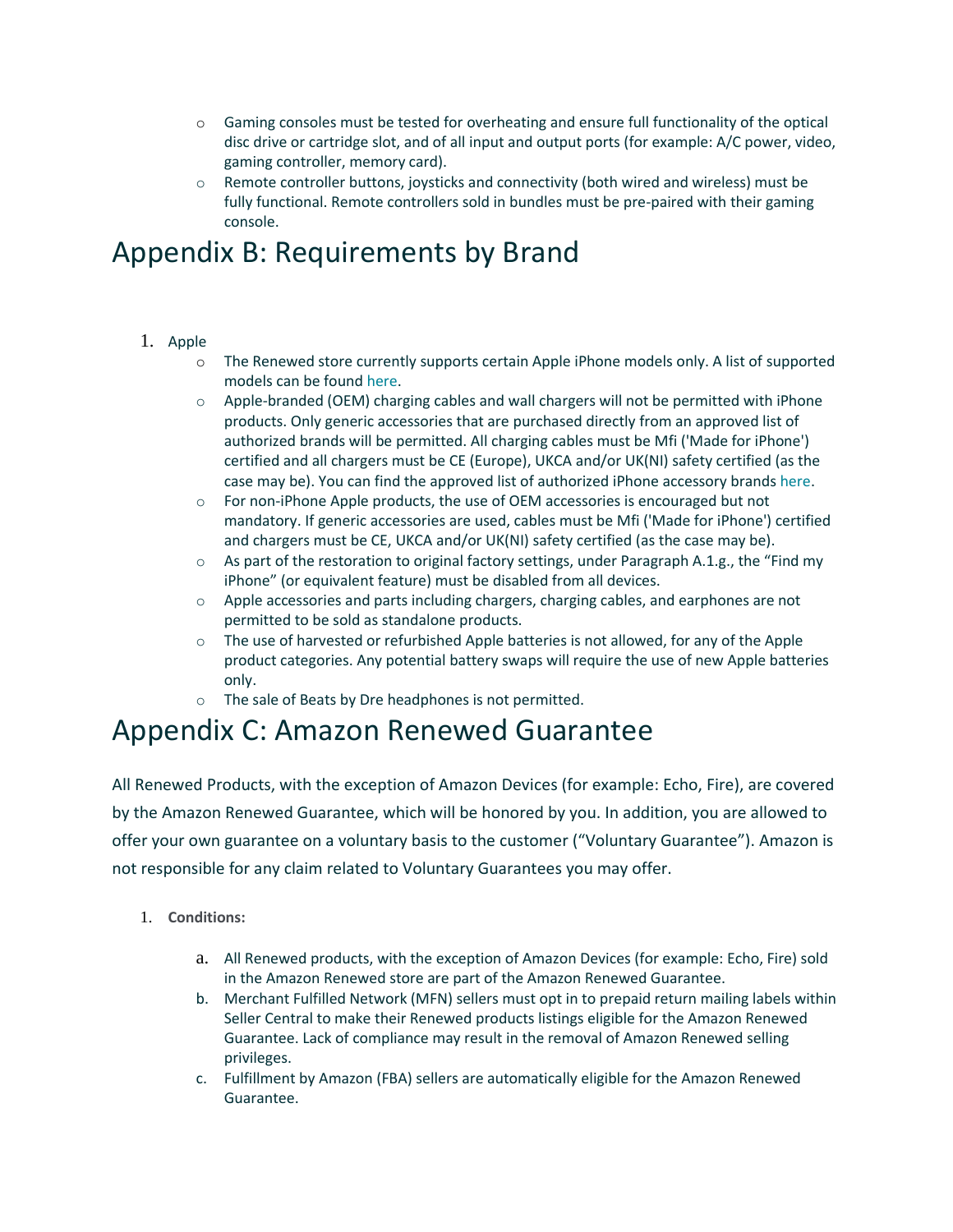- Gaming consoles must be tested for overheating and ensure full functionality of the optical disc drive or cartridge slot, and of all input and output ports (for example: A/C power, video, gaming controller, memory card).
- Remote controller buttons, joysticks and connectivity (both wired and wireless) must be fully functional. Remote controllers sold in bundles must be pre-paired with their gaming console.

# Appendix B: Requirements by Brand

1. Apple
   - The Renewed store currently supports certain Apple iPhone models only. A list of supported models can be found here.
   - Apple-branded (OEM) charging cables and wall chargers will not be permitted with iPhone products. Only generic accessories that are purchased directly from an approved list of authorized brands will be permitted. All charging cables must be Mfi ('Made for iPhone') certified and all chargers must be CE (Europe), UKCA and/or UK(NI) safety certified (as the case may be). You can find the approved list of authorized iPhone accessory brands here.
   - For non-iPhone Apple products, the use of OEM accessories is encouraged but not mandatory. If generic accessories are used, cables must be Mfi ('Made for iPhone') certified and chargers must be CE, UKCA and/or UK(NI) safety certified (as the case may be).
   - As part of the restoration to original factory settings, under Paragraph A.1.g., the "Find my iPhone" (or equivalent feature) must be disabled from all devices.
   - Apple accessories and parts including chargers, charging cables, and earphones are not permitted to be sold as standalone products.
   - The use of harvested or refurbished Apple batteries is not allowed, for any of the Apple product categories. Any potential battery swaps will require the use of new Apple batteries only.
   - The sale of Beats by Dre headphones is not permitted.

# Appendix C: Amazon Renewed Guarantee

All Renewed Products, with the exception of Amazon Devices (for example: Echo, Fire), are covered by the Amazon Renewed Guarantee, which will be honored by you. In addition, you are allowed to offer your own guarantee on a voluntary basis to the customer ("Voluntary Guarantee"). Amazon is not responsible for any claim related to Voluntary Guarantees you may offer.

1. **Conditions:**
   a. All Renewed products, with the exception of Amazon Devices (for example: Echo, Fire) sold in the Amazon Renewed store are part of the Amazon Renewed Guarantee.
   b. Merchant Fulfilled Network (MFN) sellers must opt in to prepaid return mailing labels within Seller Central to make their Renewed products listings eligible for the Amazon Renewed Guarantee. Lack of compliance may result in the removal of Amazon Renewed selling privileges.
   c. Fulfillment by Amazon (FBA) sellers are automatically eligible for the Amazon Renewed Guarantee.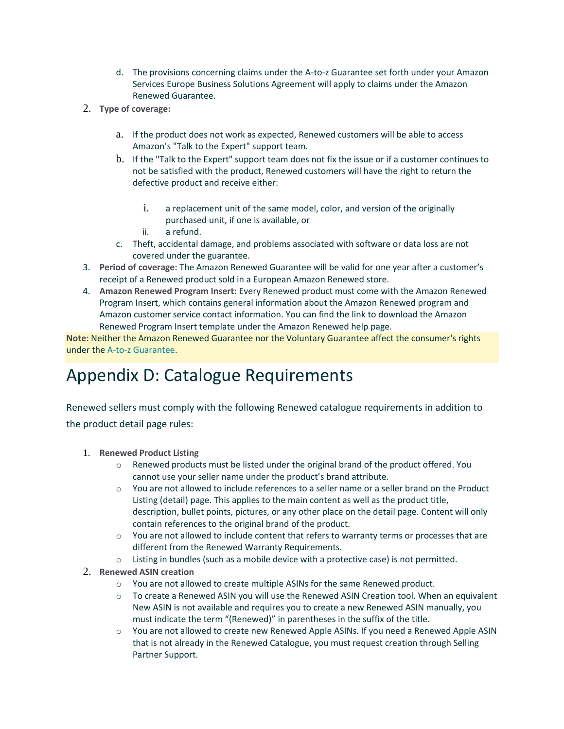d. The provisions concerning claims under the A-to-z Guarantee set forth under your Amazon Services Europe Business Solutions Agreement will apply to claims under the Amazon Renewed Guarantee.

2. **Type of coverage:**
   a. If the product does not work as expected, Renewed customers will be able to access Amazon's "Talk to the Expert" support team.
   b. If the "Talk to the Expert" support team does not fix the issue or if a customer continues to not be satisfied with the product, Renewed customers will have the right to return the defective product and receive either:
      i. a replacement unit of the same model, color, and version of the originally purchased unit, if one is available, or
      ii. a refund.
   c. Theft, accidental damage, and problems associated with software or data loss are not covered under the guarantee.
3. **Period of coverage:** The Amazon Renewed Guarantee will be valid for one year after a customer's receipt of a Renewed product sold in a European Amazon Renewed store.
4. **Amazon Renewed Program Insert:** Every Renewed product must come with the Amazon Renewed Program Insert, which contains general information about the Amazon Renewed program and Amazon customer service contact information. You can find the link to download the Amazon Renewed Program Insert template under the Amazon Renewed help page.

**Note:** Neither the Amazon Renewed Guarantee nor the Voluntary Guarantee affect the consumer's rights under the A-to-z Guarantee.

# Appendix D: Catalogue Requirements

Renewed sellers must comply with the following Renewed catalogue requirements in addition to the product detail page rules:

1. **Renewed Product Listing**
   - Renewed products must be listed under the original brand of the product offered. You cannot use your seller name under the product's brand attribute.
   - You are not allowed to include references to a seller name or a seller brand on the Product Listing (detail) page. This applies to the main content as well as the product title, description, bullet points, pictures, or any other place on the detail page. Content will only contain references to the original brand of the product.
   - You are not allowed to include content that refers to warranty terms or processes that are different from the Renewed Warranty Requirements.
   - Listing in bundles (such as a mobile device with a protective case) is not permitted.
2. **Renewed ASIN creation**
   - You are not allowed to create multiple ASINs for the same Renewed product.
   - To create a Renewed ASIN you will use the Renewed ASIN Creation tool. When an equivalent New ASIN is not available and requires you to create a new Renewed ASIN manually, you must indicate the term "(Renewed)" in parentheses in the suffix of the title.
   - You are not allowed to create new Renewed Apple ASINs. If you need a Renewed Apple ASIN that is not already in the Renewed Catalogue, you must request creation through Selling Partner Support.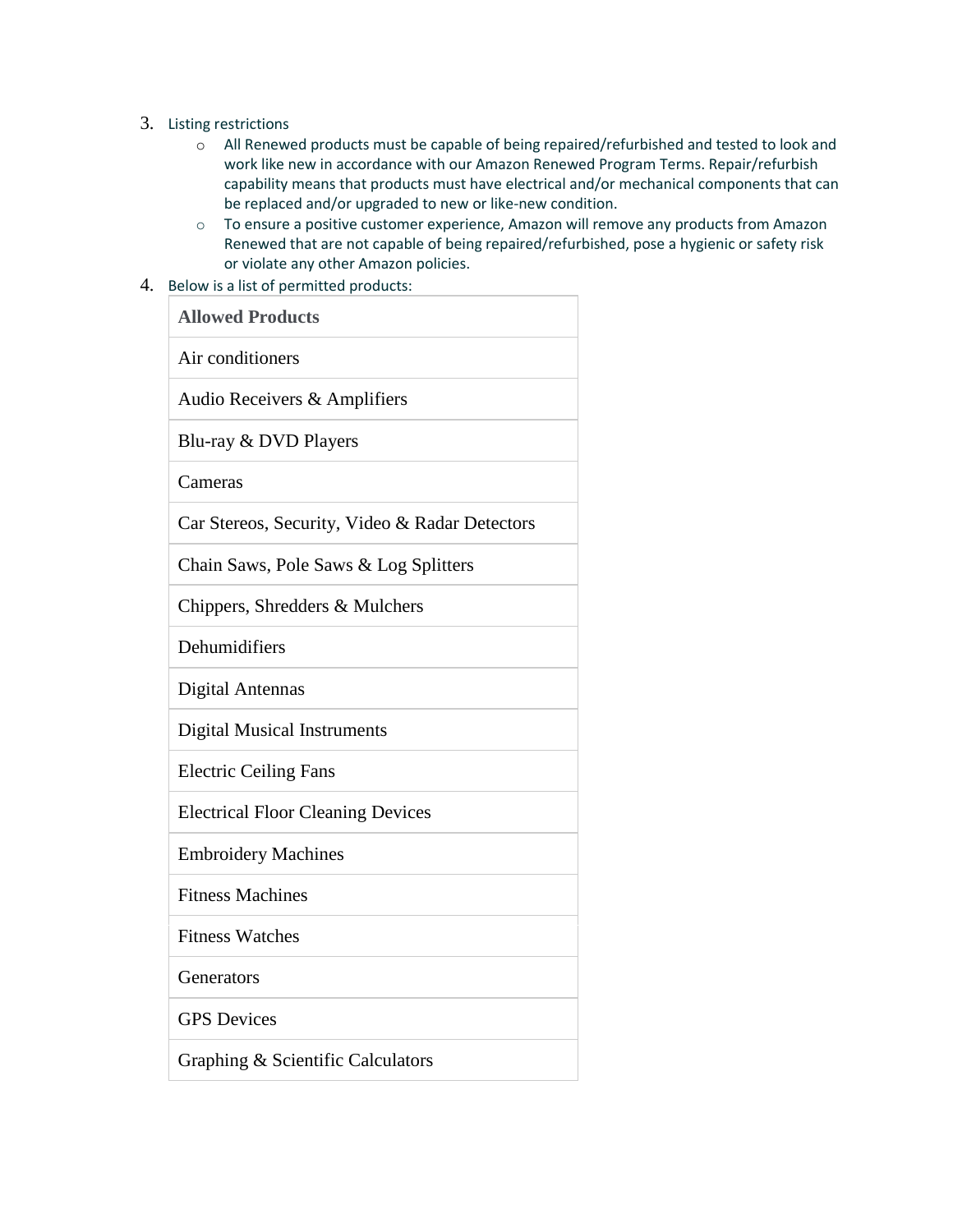3. Listing restrictions
   - All Renewed products must be capable of being repaired/refurbished and tested to look and work like new in accordance with our Amazon Renewed Program Terms. Repair/refurbish capability means that products must have electrical and/or mechanical components that can be replaced and/or upgraded to new or like-new condition.
   - To ensure a positive customer experience, Amazon will remove any products from Amazon Renewed that are not capable of being repaired/refurbished, pose a hygienic or safety risk or violate any other Amazon policies.
4. Below is a list of permitted products:

| Allowed Products |
| --- |
| Air conditioners |
| Audio Receivers & Amplifiers |
| Blu-ray & DVD Players |
| Cameras |
| Car Stereos, Security, Video & Radar Detectors |
| Chain Saws, Pole Saws & Log Splitters |
| Chippers, Shredders & Mulchers |
| Dehumidifiers |
| Digital Antennas |
| Digital Musical Instruments |
| Electric Ceiling Fans |
| Electrical Floor Cleaning Devices |
| Embroidery Machines |
| Fitness Machines |
| Fitness Watches |
| Generators |
| GPS Devices |
| Graphing & Scientific Calculators |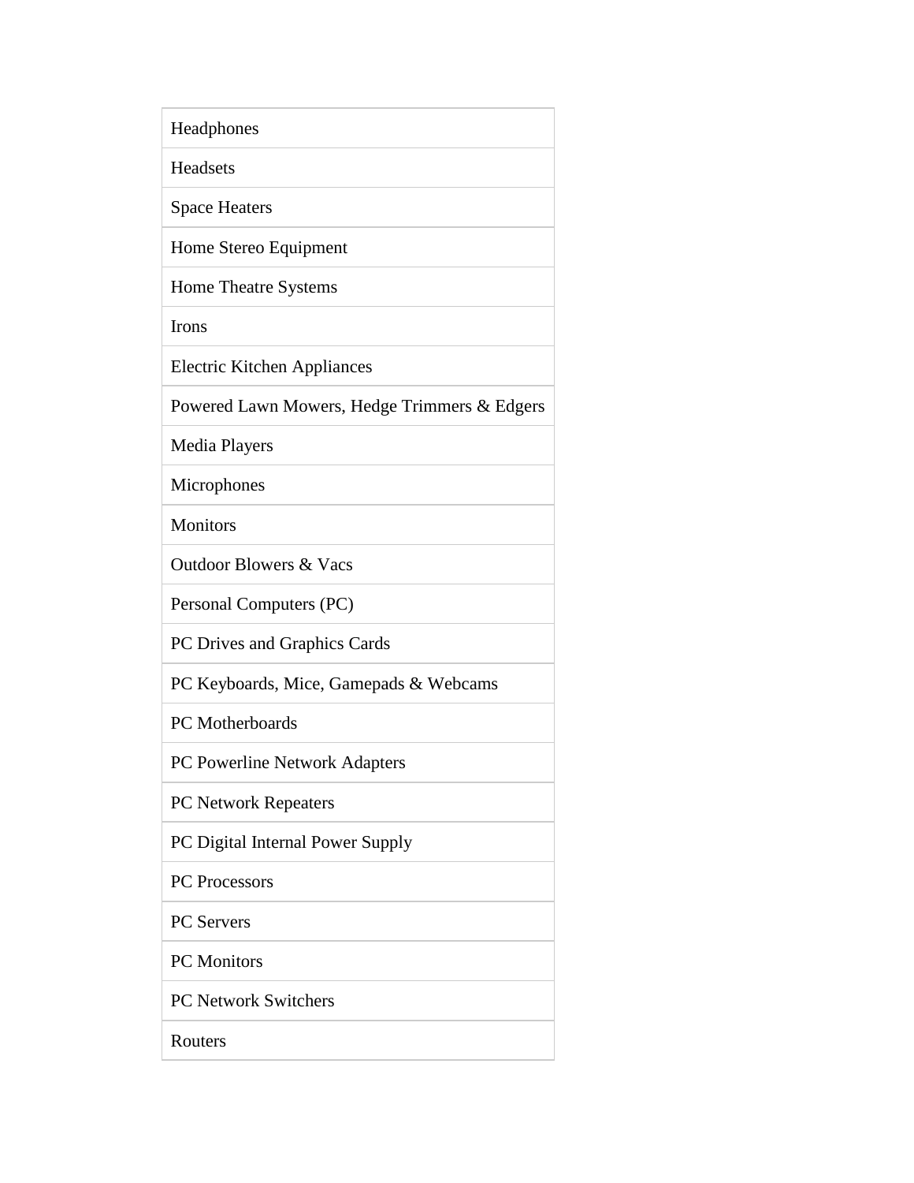| Headphones |
|---|
| Headsets |
| Space Heaters |
| Home Stereo Equipment |
| Home Theatre Systems |
| Irons |
| Electric Kitchen Appliances |
| Powered Lawn Mowers, Hedge Trimmers & Edgers |
| Media Players |
| Microphones |
| Monitors |
| Outdoor Blowers & Vacs |
| Personal Computers (PC) |
| PC Drives and Graphics Cards |
| PC Keyboards, Mice, Gamepads & Webcams |
| PC Motherboards |
| PC Powerline Network Adapters |
| PC Network Repeaters |
| PC Digital Internal Power Supply |
| PC Processors |
| PC Servers |
| PC Monitors |
| PC Network Switchers |
| Routers |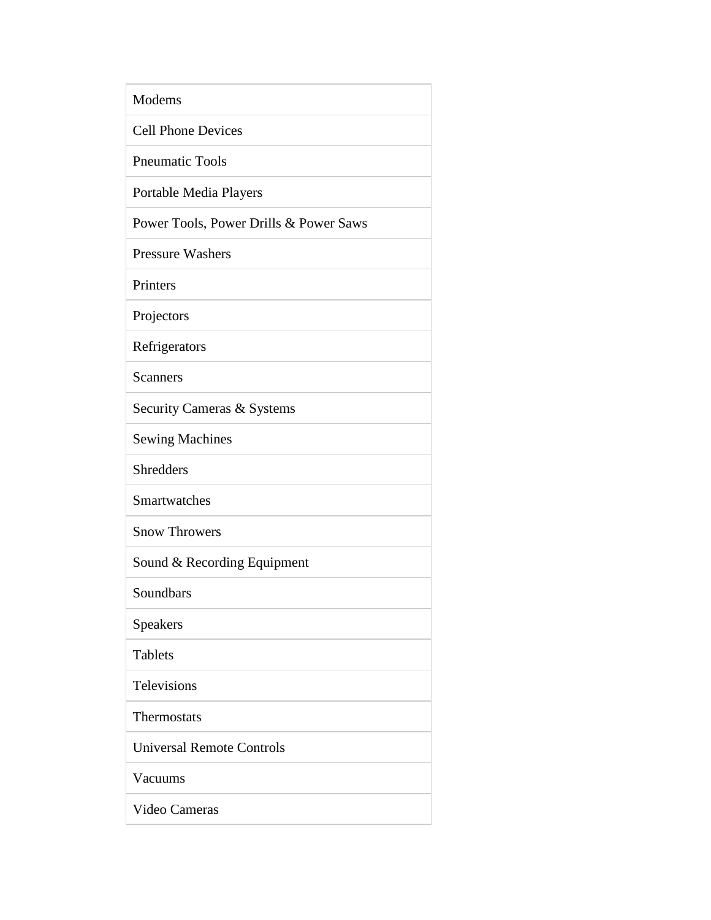| |
| --- |
| Modems |
| Cell Phone Devices |
| Pneumatic Tools |
| Portable Media Players |
| Power Tools, Power Drills & Power Saws |
| Pressure Washers |
| Printers |
| Projectors |
| Refrigerators |
| Scanners |
| Security Cameras & Systems |
| Sewing Machines |
| Shredders |
| Smartwatches |
| Snow Throwers |
| Sound & Recording Equipment |
| Soundbars |
| Speakers |
| Tablets |
| Televisions |
| Thermostats |
| Universal Remote Controls |
| Vacuums |
| Video Cameras |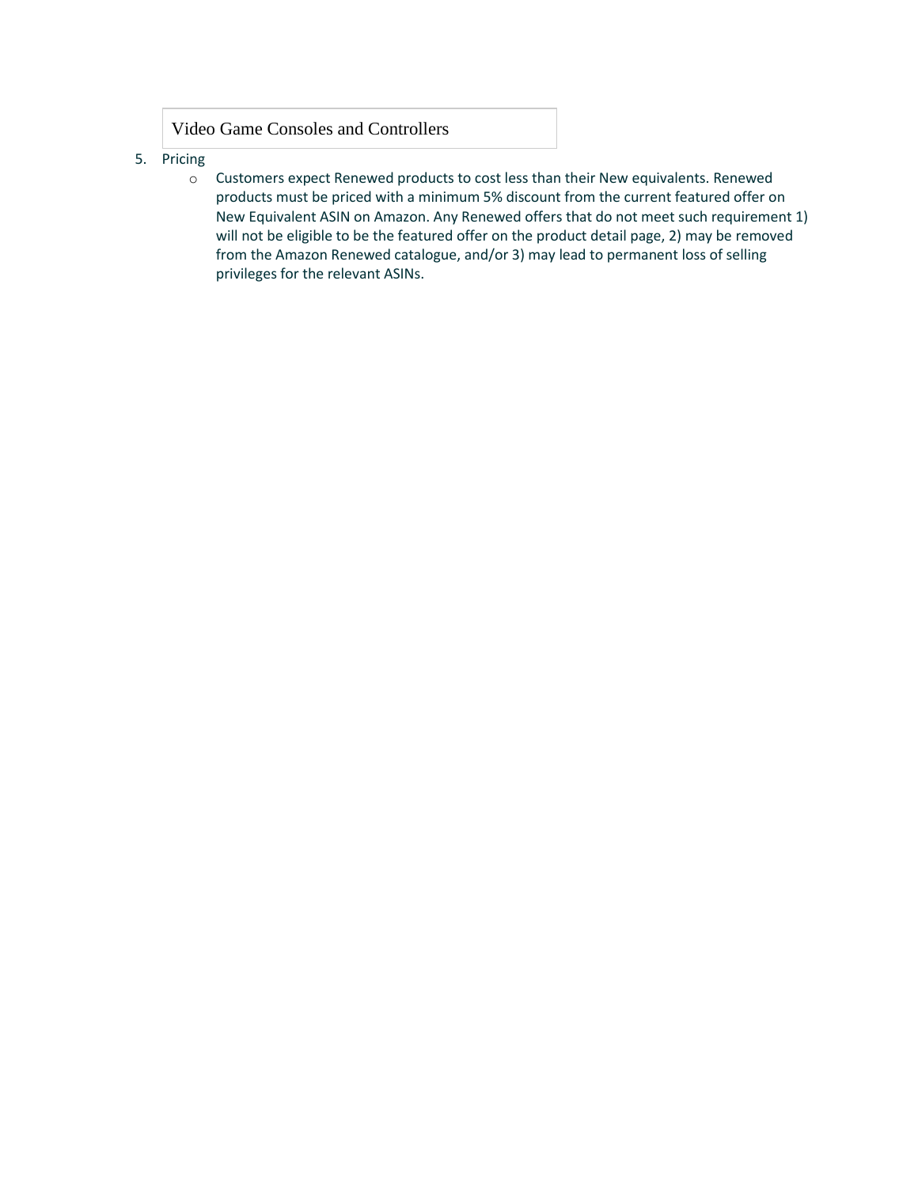| Video Game Consoles and Controllers |
| --- |

5. Pricing
   - Customers expect Renewed products to cost less than their New equivalents. Renewed products must be priced with a minimum 5% discount from the current featured offer on New Equivalent ASIN on Amazon. Any Renewed offers that do not meet such requirement 1) will not be eligible to be the featured offer on the product detail page, 2) may be removed from the Amazon Renewed catalogue, and/or 3) may lead to permanent loss of selling privileges for the relevant ASINs.